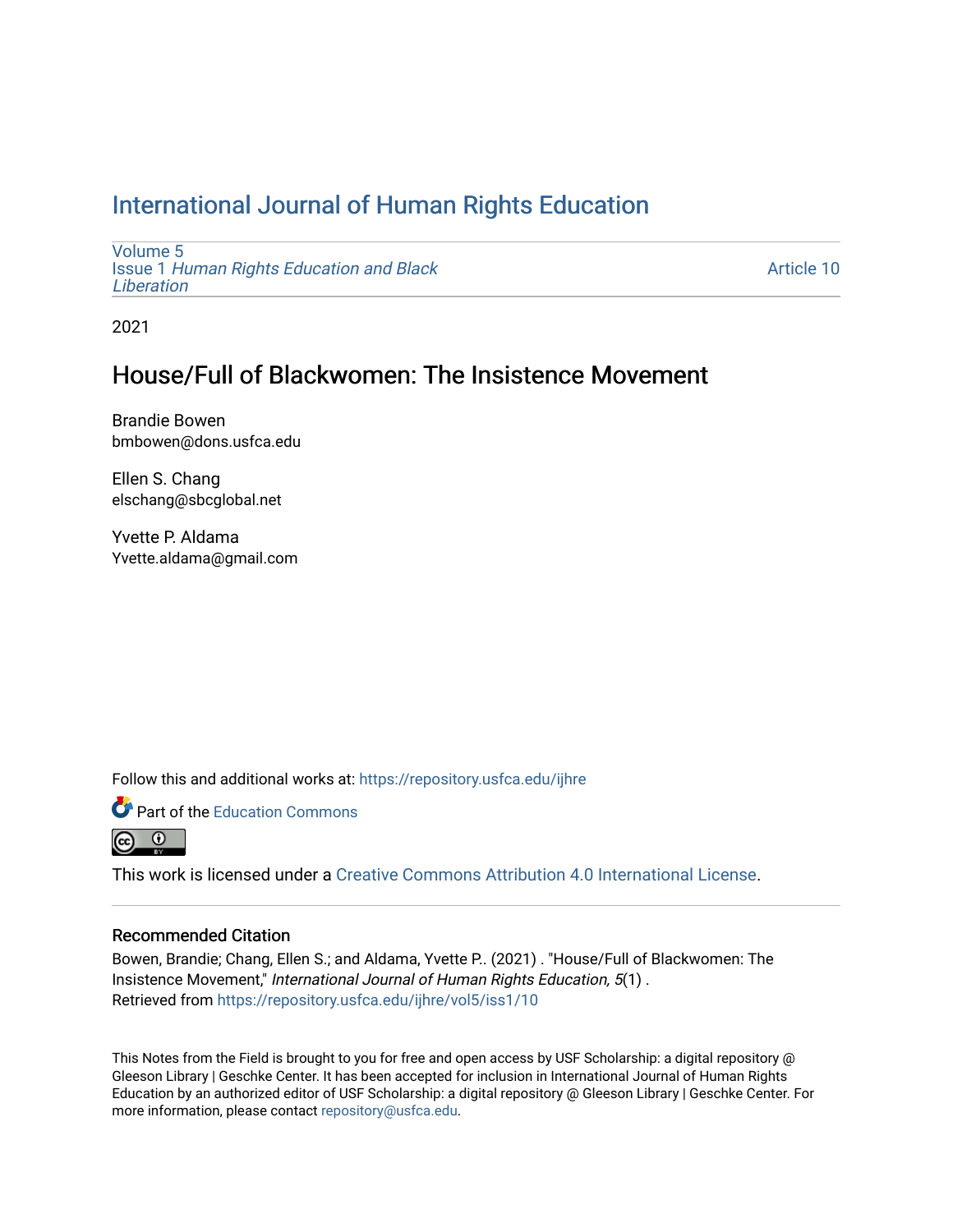# International Journal of Human Rights Education

Volume 5
Issue 1 *Human Rights Education and Black Liberation*

Article 10

2021

## House/Full of Blackwomen: The Insistence Movement

Brandie Bowen
bmbowen@dons.usfca.edu

Ellen S. Chang
elschang@sbcglobal.net

Yvette P. Aldama
Yvette.aldama@gmail.com

Follow this and additional works at: https://repository.usfca.edu/ijhre

Part of the Education Commons

This work is licensed under a Creative Commons Attribution 4.0 International License.

### Recommended Citation

Bowen, Brandie; Chang, Ellen S.; and Aldama, Yvette P.. (2021) . "House/Full of Blackwomen: The Insistence Movement," *International Journal of Human Rights Education, 5*(1) .
Retrieved from https://repository.usfca.edu/ijhre/vol5/iss1/10

This Notes from the Field is brought to you for free and open access by USF Scholarship: a digital repository @ Gleeson Library | Geschke Center. It has been accepted for inclusion in International Journal of Human Rights Education by an authorized editor of USF Scholarship: a digital repository @ Gleeson Library | Geschke Center. For more information, please contact repository@usfca.edu.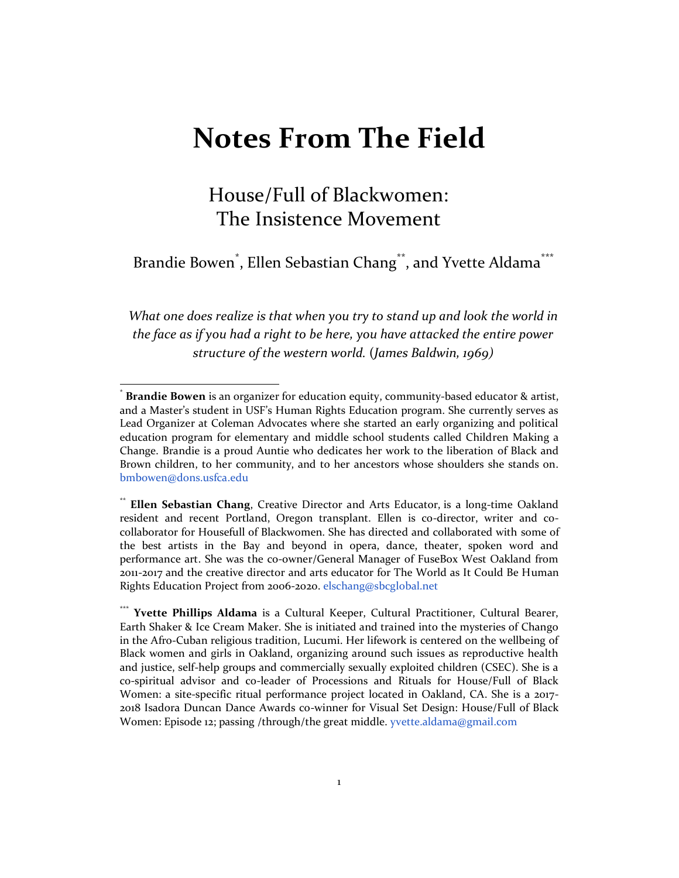# Notes From The Field

## House/Full of Blackwomen: The Insistence Movement

Brandie Bowen[*], Ellen Sebastian Chang[**], and Yvette Aldama[***]

*What one does realize is that when you try to stand up and look the world in the face as if you had a right to be here, you have attacked the entire power structure of the western world. (James Baldwin, 1969)*

---

[*] **Brandie Bowen** is an organizer for education equity, community-based educator & artist, and a Master's student in USF's Human Rights Education program. She currently serves as Lead Organizer at Coleman Advocates where she started an early organizing and political education program for elementary and middle school students called Children Making a Change. Brandie is a proud Auntie who dedicates her work to the liberation of Black and Brown children, to her community, and to her ancestors whose shoulders she stands on. bmbowen@dons.usfca.edu

[**] **Ellen Sebastian Chang**, Creative Director and Arts Educator, is a long-time Oakland resident and recent Portland, Oregon transplant. Ellen is co-director, writer and co-collaborator for Housefull of Blackwomen. She has directed and collaborated with some of the best artists in the Bay and beyond in opera, dance, theater, spoken word and performance art. She was the co-owner/General Manager of FuseBox West Oakland from 2011-2017 and the creative director and arts educator for The World as It Could Be Human Rights Education Project from 2006-2020. elschang@sbcglobal.net

[***] **Yvette Phillips Aldama** is a Cultural Keeper, Cultural Practitioner, Cultural Bearer, Earth Shaker & Ice Cream Maker. She is initiated and trained into the mysteries of Chango in the Afro-Cuban religious tradition, Lucumi. Her lifework is centered on the wellbeing of Black women and girls in Oakland, organizing around such issues as reproductive health and justice, self-help groups and commercially sexually exploited children (CSEC). She is a co-spiritual advisor and co-leader of Processions and Rituals for House/Full of Black Women: a site-specific ritual performance project located in Oakland, CA. She is a 2017-2018 Isadora Duncan Dance Awards co-winner for Visual Set Design: House/Full of Black Women: Episode 12; passing /through/the great middle. yvette.aldama@gmail.com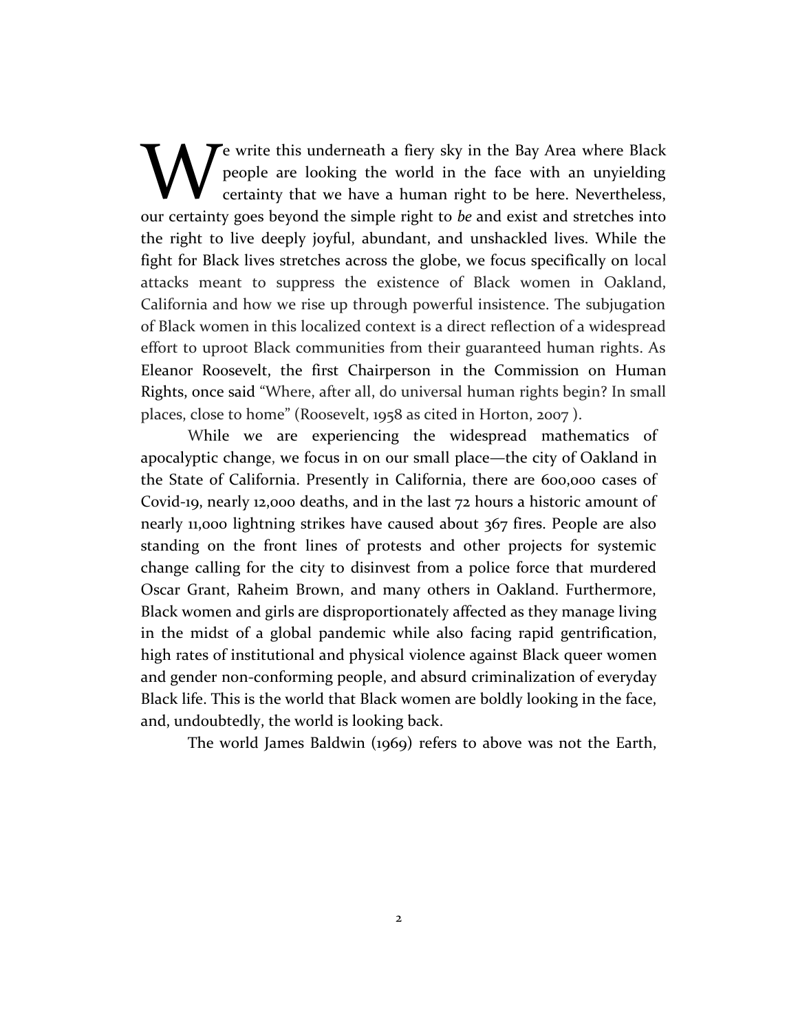We write this underneath a fiery sky in the Bay Area where Black people are looking the world in the face with an unyielding certainty that we have a human right to be here. Nevertheless, our certainty goes beyond the simple right to *be* and exist and stretches into the right to live deeply joyful, abundant, and unshackled lives. While the fight for Black lives stretches across the globe, we focus specifically on local attacks meant to suppress the existence of Black women in Oakland, California and how we rise up through powerful insistence. The subjugation of Black women in this localized context is a direct reflection of a widespread effort to uproot Black communities from their guaranteed human rights. As Eleanor Roosevelt, the first Chairperson in the Commission on Human Rights, once said "Where, after all, do universal human rights begin? In small places, close to home" (Roosevelt, 1958 as cited in Horton, 2007 ).

While we are experiencing the widespread mathematics of apocalyptic change, we focus in on our small place—the city of Oakland in the State of California. Presently in California, there are 600,000 cases of Covid-19, nearly 12,000 deaths, and in the last 72 hours a historic amount of nearly 11,000 lightning strikes have caused about 367 fires. People are also standing on the front lines of protests and other projects for systemic change calling for the city to disinvest from a police force that murdered Oscar Grant, Raheim Brown, and many others in Oakland. Furthermore, Black women and girls are disproportionately affected as they manage living in the midst of a global pandemic while also facing rapid gentrification, high rates of institutional and physical violence against Black queer women and gender non-conforming people, and absurd criminalization of everyday Black life. This is the world that Black women are boldly looking in the face, and, undoubtedly, the world is looking back.

The world James Baldwin (1969) refers to above was not the Earth,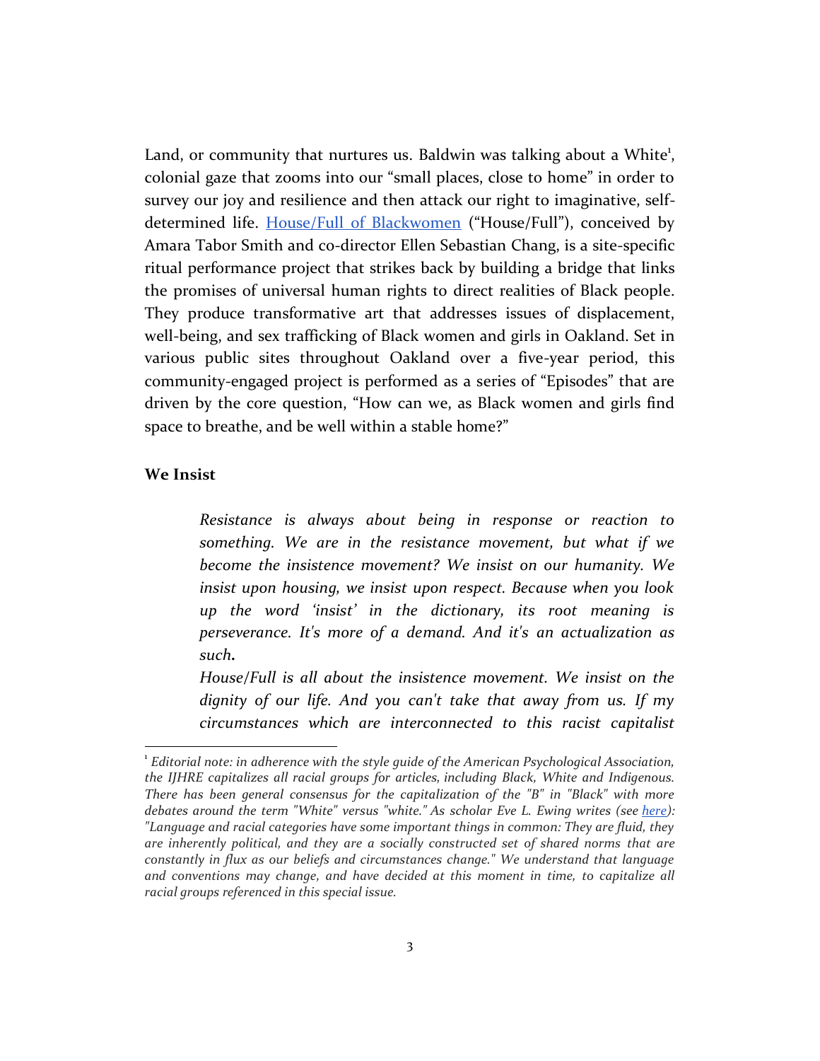Land, or community that nurtures us. Baldwin was talking about a White[1], colonial gaze that zooms into our "small places, close to home" in order to survey our joy and resilience and then attack our right to imaginative, self-determined life. [House/Full of Blackwomen]() ("House/Full"), conceived by Amara Tabor Smith and co-director Ellen Sebastian Chang, is a site-specific ritual performance project that strikes back by building a bridge that links the promises of universal human rights to direct realities of Black people. They produce transformative art that addresses issues of displacement, well-being, and sex trafficking of Black women and girls in Oakland. Set in various public sites throughout Oakland over a five-year period, this community-engaged project is performed as a series of "Episodes" that are driven by the core question, "How can we, as Black women and girls find space to breathe, and be well within a stable home?"

**We Insist**

> *Resistance is always about being in response or reaction to something. We are in the resistance movement, but what if we become the insistence movement? We insist on our humanity. We insist upon housing, we insist upon respect. Because when you look up the word 'insist' in the dictionary, its root meaning is perseverance. It's more of a demand. And it's an actualization as such.*
>
> *House/Full is all about the insistence movement. We insist on the dignity of our life. And you can't take that away from us. If my circumstances which are interconnected to this racist capitalist*

---

[1] *Editorial note: in adherence with the style guide of the American Psychological Association, the IJHRE capitalizes all racial groups for articles, including Black, White and Indigenous. There has been general consensus for the capitalization of the "B" in "Black" with more debates around the term "White" versus "white." As scholar Eve L. Ewing writes (see [here]()): "Language and racial categories have some important things in common: They are fluid, they are inherently political, and they are a socially constructed set of shared norms that are constantly in flux as our beliefs and circumstances change." We understand that language and conventions may change, and have decided at this moment in time, to capitalize all racial groups referenced in this special issue.*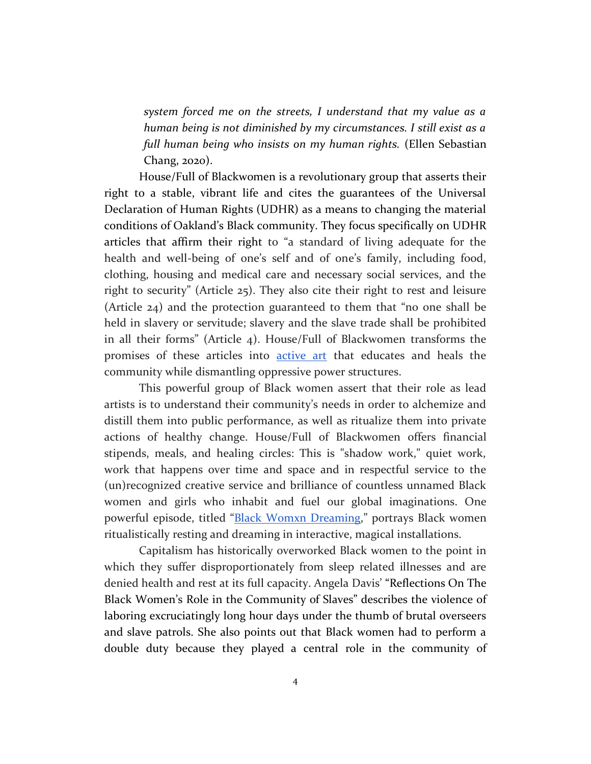*system forced me on the streets, I understand that my value as a human being is not diminished by my circumstances. I still exist as a full human being who insists on my human rights.* (Ellen Sebastian Chang, 2020).

House/Full of Blackwomen is a revolutionary group that asserts their right to a stable, vibrant life and cites the guarantees of the Universal Declaration of Human Rights (UDHR) as a means to changing the material conditions of Oakland's Black community. They focus specifically on UDHR articles that affirm their right to "a standard of living adequate for the health and well-being of one's self and of one's family, including food, clothing, housing and medical care and necessary social services, and the right to security" (Article 25). They also cite their right to rest and leisure (Article 24) and the protection guaranteed to them that "no one shall be held in slavery or servitude; slavery and the slave trade shall be prohibited in all their forms" (Article 4). House/Full of Blackwomen transforms the promises of these articles into active art that educates and heals the community while dismantling oppressive power structures.

This powerful group of Black women assert that their role as lead artists is to understand their community's needs in order to alchemize and distill them into public performance, as well as ritualize them into private actions of healthy change. House/Full of Blackwomen offers financial stipends, meals, and healing circles: This is "shadow work," quiet work, work that happens over time and space and in respectful service to the (un)recognized creative service and brilliance of countless unnamed Black women and girls who inhabit and fuel our global imaginations. One powerful episode, titled "Black Womxn Dreaming," portrays Black women ritualistically resting and dreaming in interactive, magical installations.

Capitalism has historically overworked Black women to the point in which they suffer disproportionately from sleep related illnesses and are denied health and rest at its full capacity. Angela Davis' "Reflections On The Black Women's Role in the Community of Slaves" describes the violence of laboring excruciatingly long hour days under the thumb of brutal overseers and slave patrols. She also points out that Black women had to perform a double duty because they played a central role in the community of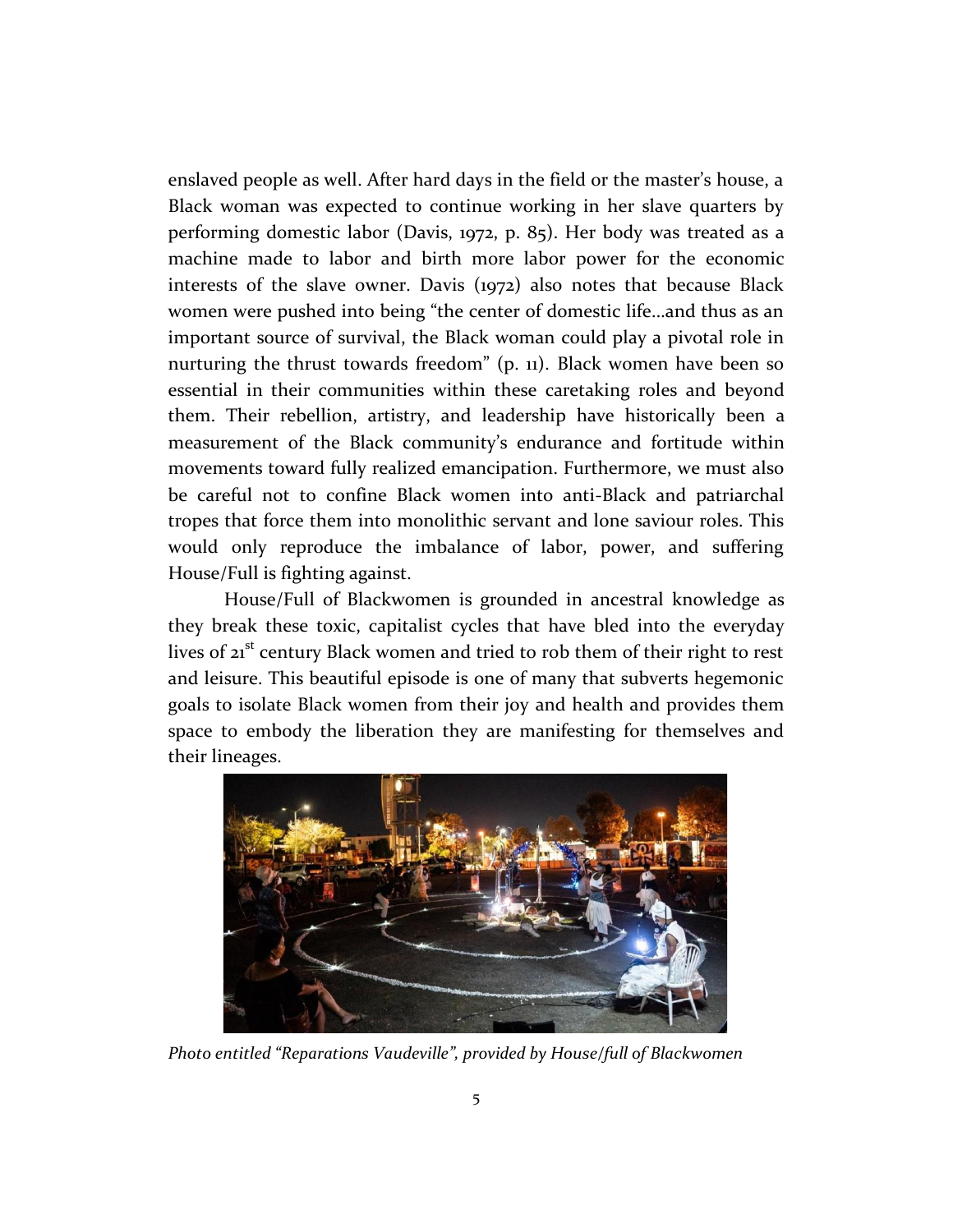enslaved people as well. After hard days in the field or the master's house, a Black woman was expected to continue working in her slave quarters by performing domestic labor (Davis, 1972, p. 85). Her body was treated as a machine made to labor and birth more labor power for the economic interests of the slave owner. Davis (1972) also notes that because Black women were pushed into being "the center of domestic life…and thus as an important source of survival, the Black woman could play a pivotal role in nurturing the thrust towards freedom" (p. 11). Black women have been so essential in their communities within these caretaking roles and beyond them. Their rebellion, artistry, and leadership have historically been a measurement of the Black community's endurance and fortitude within movements toward fully realized emancipation. Furthermore, we must also be careful not to confine Black women into anti-Black and patriarchal tropes that force them into monolithic servant and lone saviour roles. This would only reproduce the imbalance of labor, power, and suffering House/Full is fighting against.

House/Full of Blackwomen is grounded in ancestral knowledge as they break these toxic, capitalist cycles that have bled into the everyday lives of 21st century Black women and tried to rob them of their right to rest and leisure. This beautiful episode is one of many that subverts hegemonic goals to isolate Black women from their joy and health and provides them space to embody the liberation they are manifesting for themselves and their lineages.

*Photo entitled "Reparations Vaudeville", provided by House/full of Blackwomen*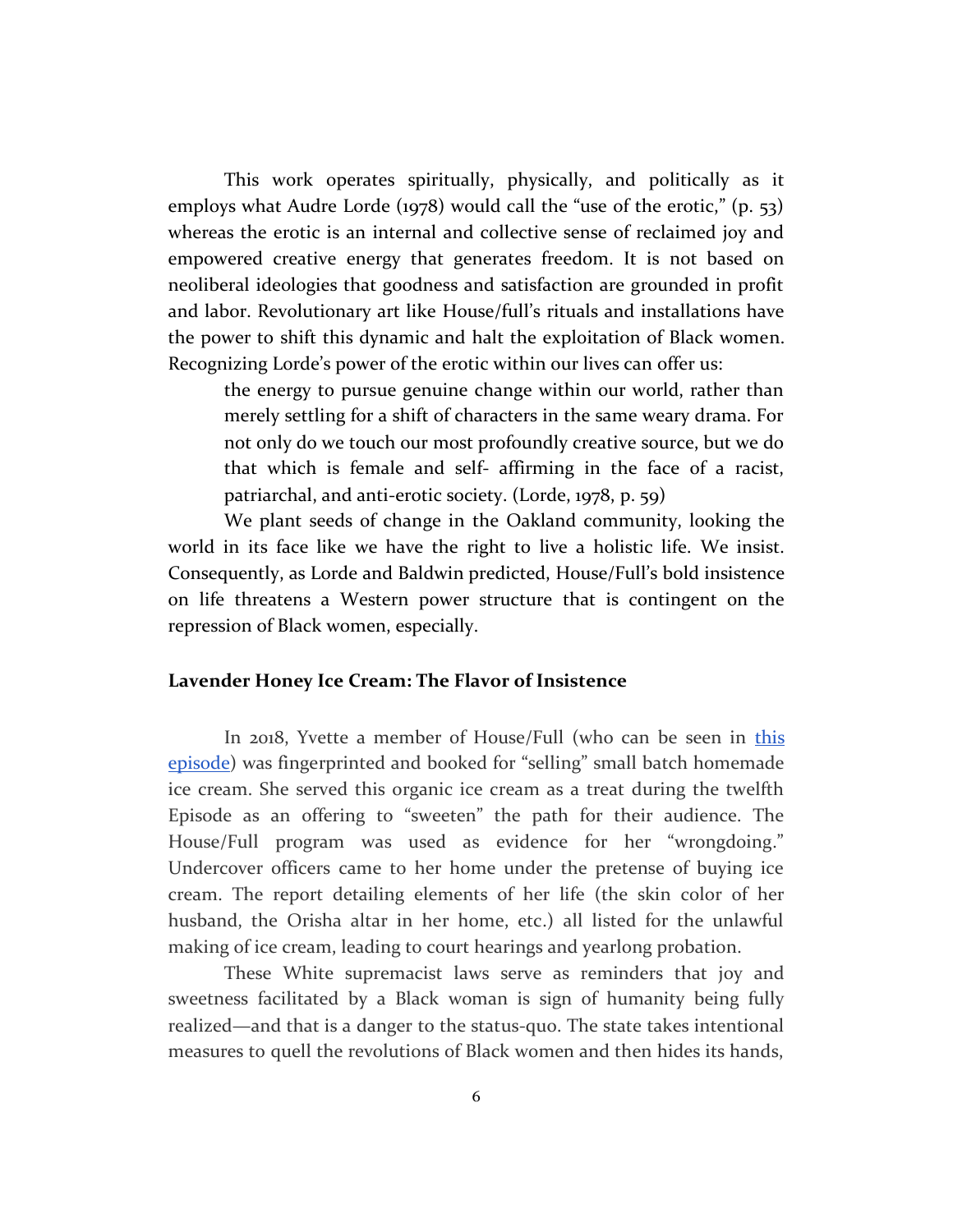This work operates spiritually, physically, and politically as it employs what Audre Lorde (1978) would call the "use of the erotic," (p. 53) whereas the erotic is an internal and collective sense of reclaimed joy and empowered creative energy that generates freedom. It is not based on neoliberal ideologies that goodness and satisfaction are grounded in profit and labor. Revolutionary art like House/full's rituals and installations have the power to shift this dynamic and halt the exploitation of Black women. Recognizing Lorde's power of the erotic within our lives can offer us:

> the energy to pursue genuine change within our world, rather than merely settling for a shift of characters in the same weary drama. For not only do we touch our most profoundly creative source, but we do that which is female and self- affirming in the face of a racist, patriarchal, and anti-erotic society. (Lorde, 1978, p. 59)

We plant seeds of change in the Oakland community, looking the world in its face like we have the right to live a holistic life. We insist. Consequently, as Lorde and Baldwin predicted, House/Full's bold insistence on life threatens a Western power structure that is contingent on the repression of Black women, especially.

### Lavender Honey Ice Cream: The Flavor of Insistence

In 2018, Yvette a member of House/Full (who can be seen in this episode) was fingerprinted and booked for "selling" small batch homemade ice cream. She served this organic ice cream as a treat during the twelfth Episode as an offering to "sweeten" the path for their audience. The House/Full program was used as evidence for her "wrongdoing." Undercover officers came to her home under the pretense of buying ice cream. The report detailing elements of her life (the skin color of her husband, the Orisha altar in her home, etc.) all listed for the unlawful making of ice cream, leading to court hearings and yearlong probation.

These White supremacist laws serve as reminders that joy and sweetness facilitated by a Black woman is sign of humanity being fully realized—and that is a danger to the status-quo. The state takes intentional measures to quell the revolutions of Black women and then hides its hands,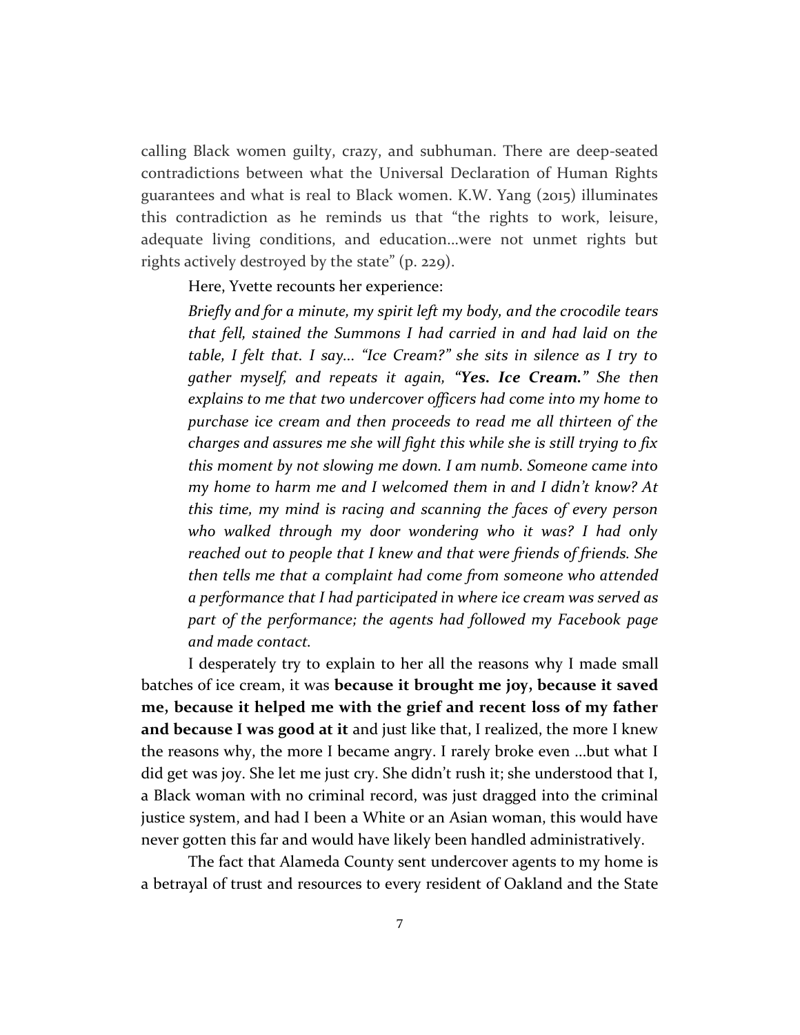calling Black women guilty, crazy, and subhuman. There are deep-seated contradictions between what the Universal Declaration of Human Rights guarantees and what is real to Black women. K.W. Yang (2015) illuminates this contradiction as he reminds us that "the rights to work, leisure, adequate living conditions, and education…were not unmet rights but rights actively destroyed by the state" (p. 229).

Here, Yvette recounts her experience:

> *Briefly and for a minute, my spirit left my body, and the crocodile tears that fell, stained the Summons I had carried in and had laid on the table, I felt that. I say… "Ice Cream?" she sits in silence as I try to gather myself, and repeats it again, "**Yes. Ice Cream.**" She then explains to me that two undercover officers had come into my home to purchase ice cream and then proceeds to read me all thirteen of the charges and assures me she will fight this while she is still trying to fix this moment by not slowing me down. I am numb. Someone came into my home to harm me and I welcomed them in and I didn't know? At this time, my mind is racing and scanning the faces of every person who walked through my door wondering who it was? I had only reached out to people that I knew and that were friends of friends. She then tells me that a complaint had come from someone who attended a performance that I had participated in where ice cream was served as part of the performance; the agents had followed my Facebook page and made contact.*

I desperately try to explain to her all the reasons why I made small batches of ice cream, it was **because it brought me joy, because it saved me, because it helped me with the grief and recent loss of my father and because I was good at it** and just like that, I realized, the more I knew the reasons why, the more I became angry. I rarely broke even …but what I did get was joy. She let me just cry. She didn't rush it; she understood that I, a Black woman with no criminal record, was just dragged into the criminal justice system, and had I been a White or an Asian woman, this would have never gotten this far and would have likely been handled administratively.

The fact that Alameda County sent undercover agents to my home is a betrayal of trust and resources to every resident of Oakland and the State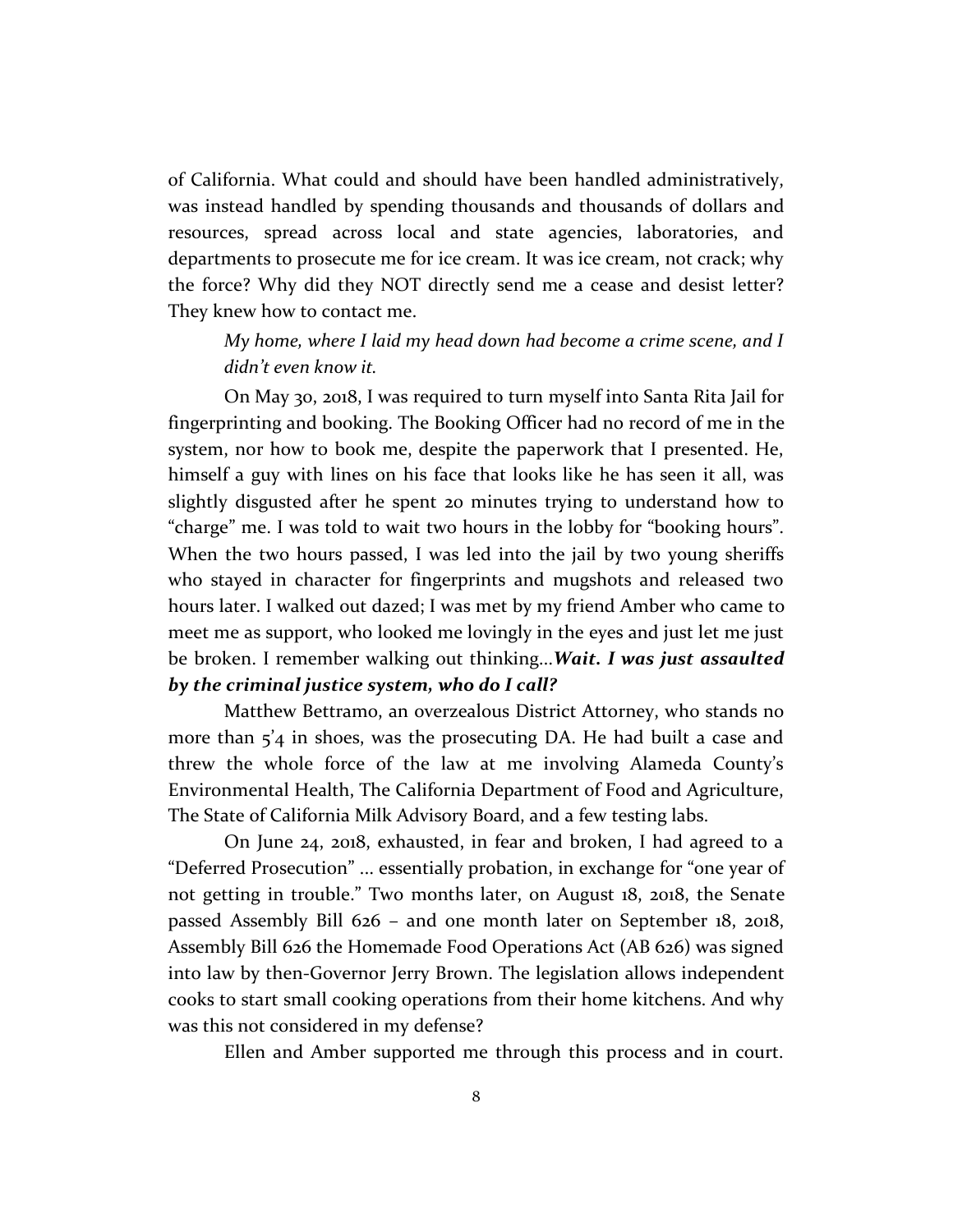of California. What could and should have been handled administratively, was instead handled by spending thousands and thousands of dollars and resources, spread across local and state agencies, laboratories, and departments to prosecute me for ice cream. It was ice cream, not crack; why the force? Why did they NOT directly send me a cease and desist letter? They knew how to contact me.

*My home, where I laid my head down had become a crime scene, and I didn't even know it.*

On May 30, 2018, I was required to turn myself into Santa Rita Jail for fingerprinting and booking. The Booking Officer had no record of me in the system, nor how to book me, despite the paperwork that I presented. He, himself a guy with lines on his face that looks like he has seen it all, was slightly disgusted after he spent 20 minutes trying to understand how to "charge" me. I was told to wait two hours in the lobby for "booking hours". When the two hours passed, I was led into the jail by two young sheriffs who stayed in character for fingerprints and mugshots and released two hours later. I walked out dazed; I was met by my friend Amber who came to meet me as support, who looked me lovingly in the eyes and just let me just be broken. I remember walking out thinking…***Wait. I was just assaulted by the criminal justice system, who do I call?***

Matthew Bettramo, an overzealous District Attorney, who stands no more than 5'4 in shoes, was the prosecuting DA. He had built a case and threw the whole force of the law at me involving Alameda County's Environmental Health, The California Department of Food and Agriculture, The State of California Milk Advisory Board, and a few testing labs.

On June 24, 2018, exhausted, in fear and broken, I had agreed to a "Deferred Prosecution" … essentially probation, in exchange for "one year of not getting in trouble." Two months later, on August 18, 2018, the Senate passed Assembly Bill 626 – and one month later on September 18, 2018, Assembly Bill 626 the Homemade Food Operations Act (AB 626) was signed into law by then-Governor Jerry Brown. The legislation allows independent cooks to start small cooking operations from their home kitchens. And why was this not considered in my defense?

Ellen and Amber supported me through this process and in court.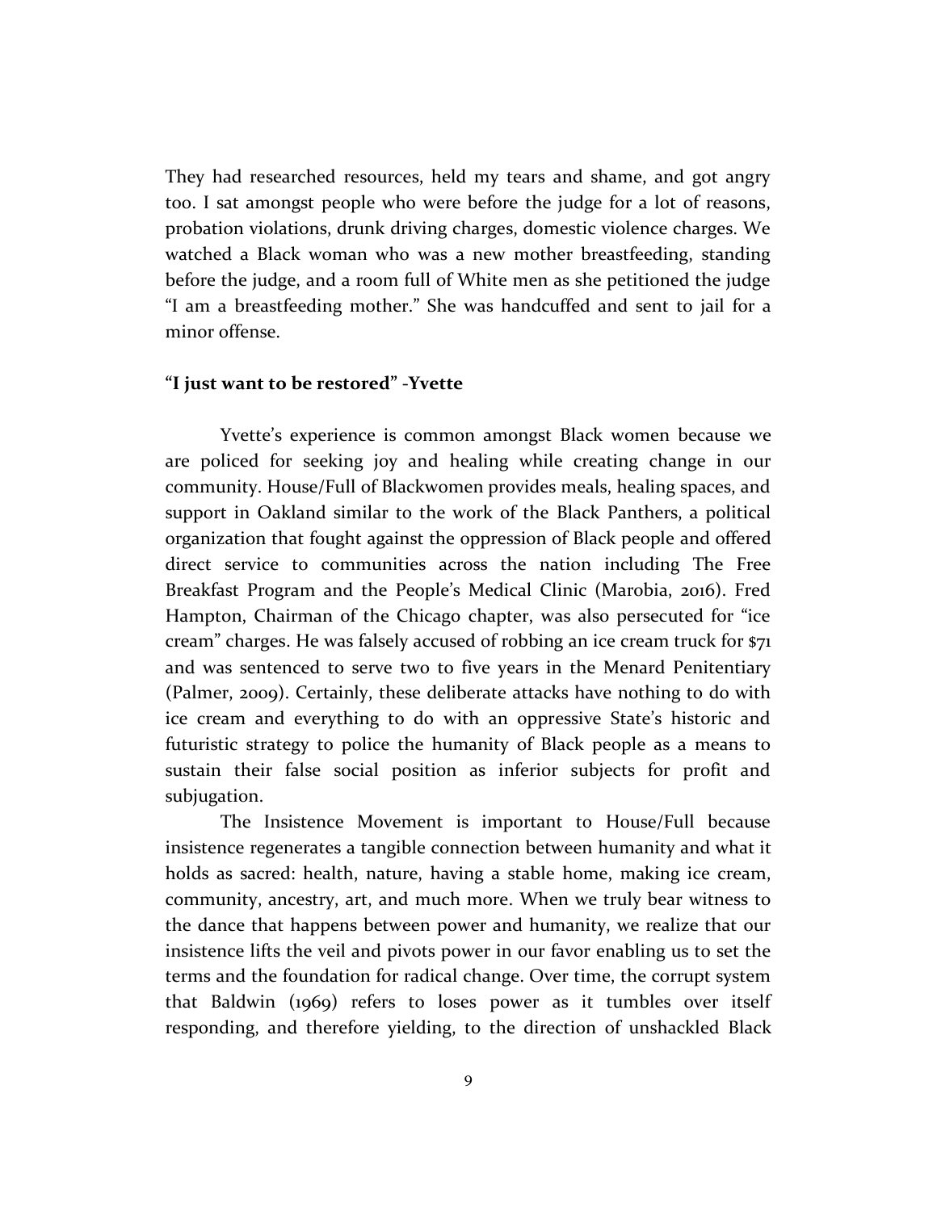They had researched resources, held my tears and shame, and got angry too. I sat amongst people who were before the judge for a lot of reasons, probation violations, drunk driving charges, domestic violence charges. We watched a Black woman who was a new mother breastfeeding, standing before the judge, and a room full of White men as she petitioned the judge "I am a breastfeeding mother." She was handcuffed and sent to jail for a minor offense.

**"I just want to be restored" -Yvette**

Yvette's experience is common amongst Black women because we are policed for seeking joy and healing while creating change in our community. House/Full of Blackwomen provides meals, healing spaces, and support in Oakland similar to the work of the Black Panthers, a political organization that fought against the oppression of Black people and offered direct service to communities across the nation including The Free Breakfast Program and the People's Medical Clinic (Marobia, 2016). Fred Hampton, Chairman of the Chicago chapter, was also persecuted for "ice cream" charges. He was falsely accused of robbing an ice cream truck for $71 and was sentenced to serve two to five years in the Menard Penitentiary (Palmer, 2009). Certainly, these deliberate attacks have nothing to do with ice cream and everything to do with an oppressive State's historic and futuristic strategy to police the humanity of Black people as a means to sustain their false social position as inferior subjects for profit and subjugation.

The Insistence Movement is important to House/Full because insistence regenerates a tangible connection between humanity and what it holds as sacred: health, nature, having a stable home, making ice cream, community, ancestry, art, and much more. When we truly bear witness to the dance that happens between power and humanity, we realize that our insistence lifts the veil and pivots power in our favor enabling us to set the terms and the foundation for radical change. Over time, the corrupt system that Baldwin (1969) refers to loses power as it tumbles over itself responding, and therefore yielding, to the direction of unshackled Black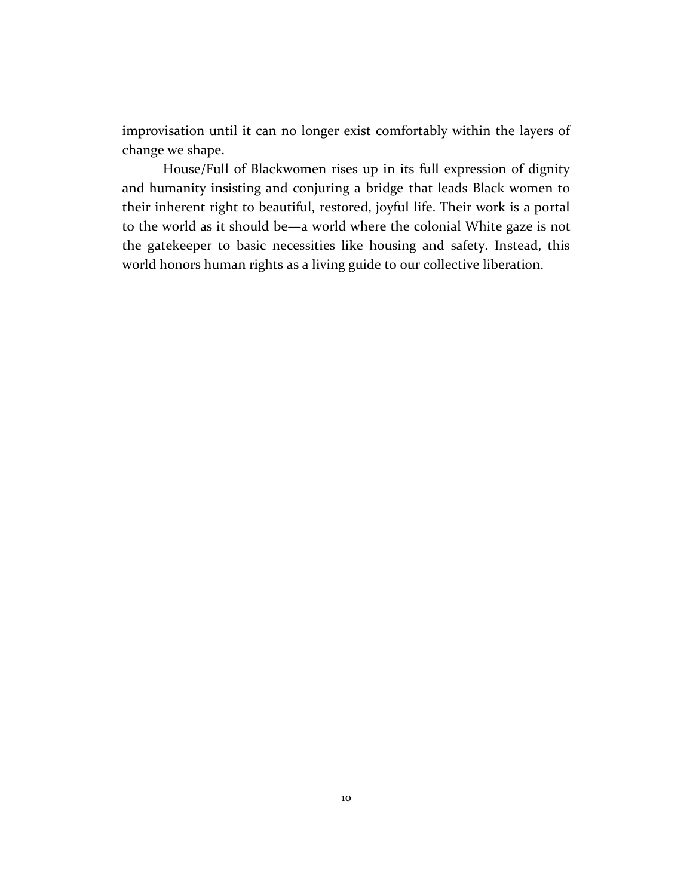improvisation until it can no longer exist comfortably within the layers of change we shape.

House/Full of Blackwomen rises up in its full expression of dignity and humanity insisting and conjuring a bridge that leads Black women to their inherent right to beautiful, restored, joyful life. Their work is a portal to the world as it should be—a world where the colonial White gaze is not the gatekeeper to basic necessities like housing and safety. Instead, this world honors human rights as a living guide to our collective liberation.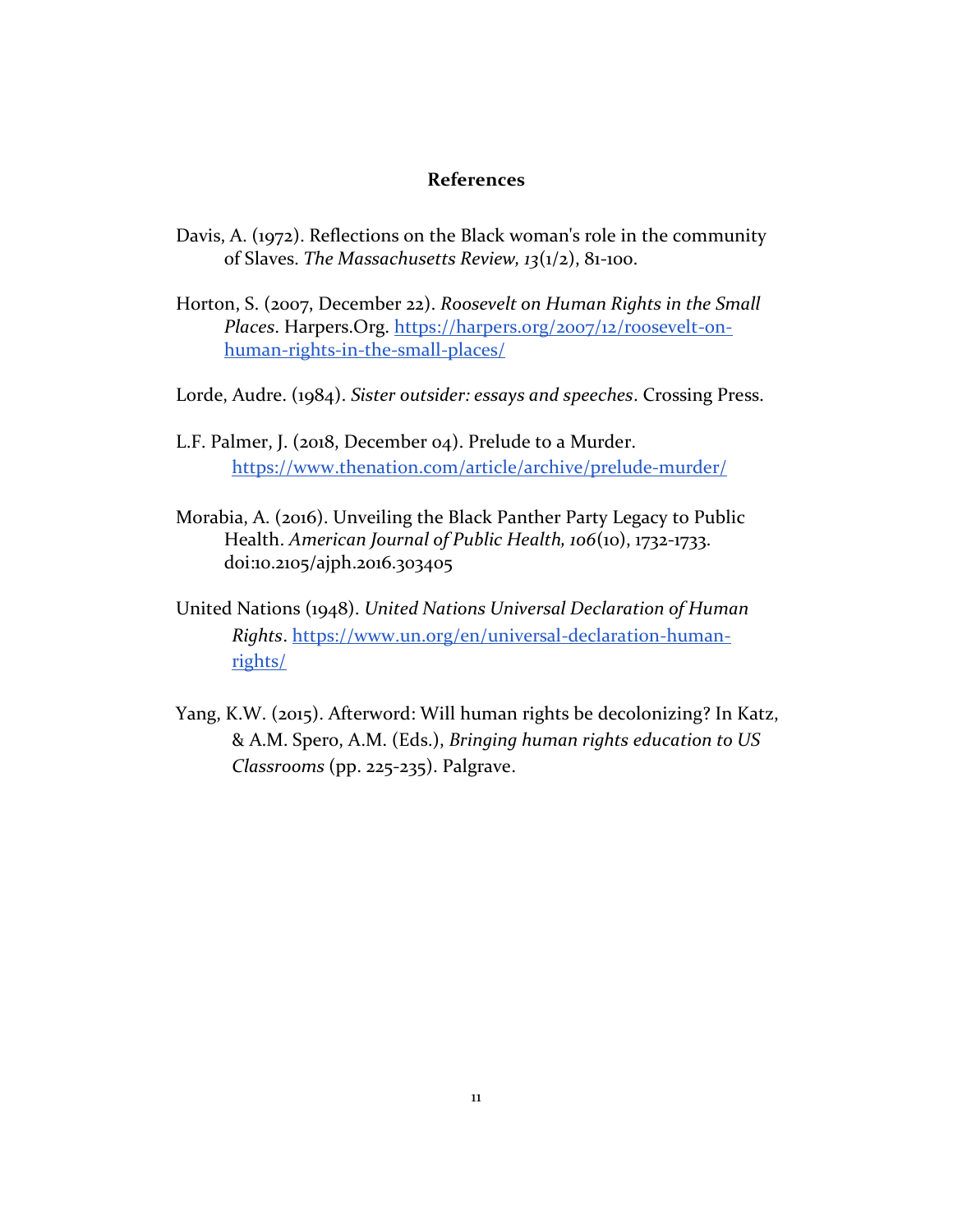## References

Davis, A. (1972). Reflections on the Black woman's role in the community of Slaves. *The Massachusetts Review, 13*(1/2), 81-100.

Horton, S. (2007, December 22). *Roosevelt on Human Rights in the Small Places*. Harpers.Org. https://harpers.org/2007/12/roosevelt-on-human-rights-in-the-small-places/

Lorde, Audre. (1984). *Sister outsider: essays and speeches*. Crossing Press.

L.F. Palmer, J. (2018, December 04). Prelude to a Murder. https://www.thenation.com/article/archive/prelude-murder/

Morabia, A. (2016). Unveiling the Black Panther Party Legacy to Public Health. *American Journal of Public Health, 106*(10), 1732-1733. doi:10.2105/ajph.2016.303405

United Nations (1948). *United Nations Universal Declaration of Human Rights*. https://www.un.org/en/universal-declaration-human-rights/

Yang, K.W. (2015). Afterword: Will human rights be decolonizing? In Katz, & A.M. Spero, A.M. (Eds.), *Bringing human rights education to US Classrooms* (pp. 225-235). Palgrave.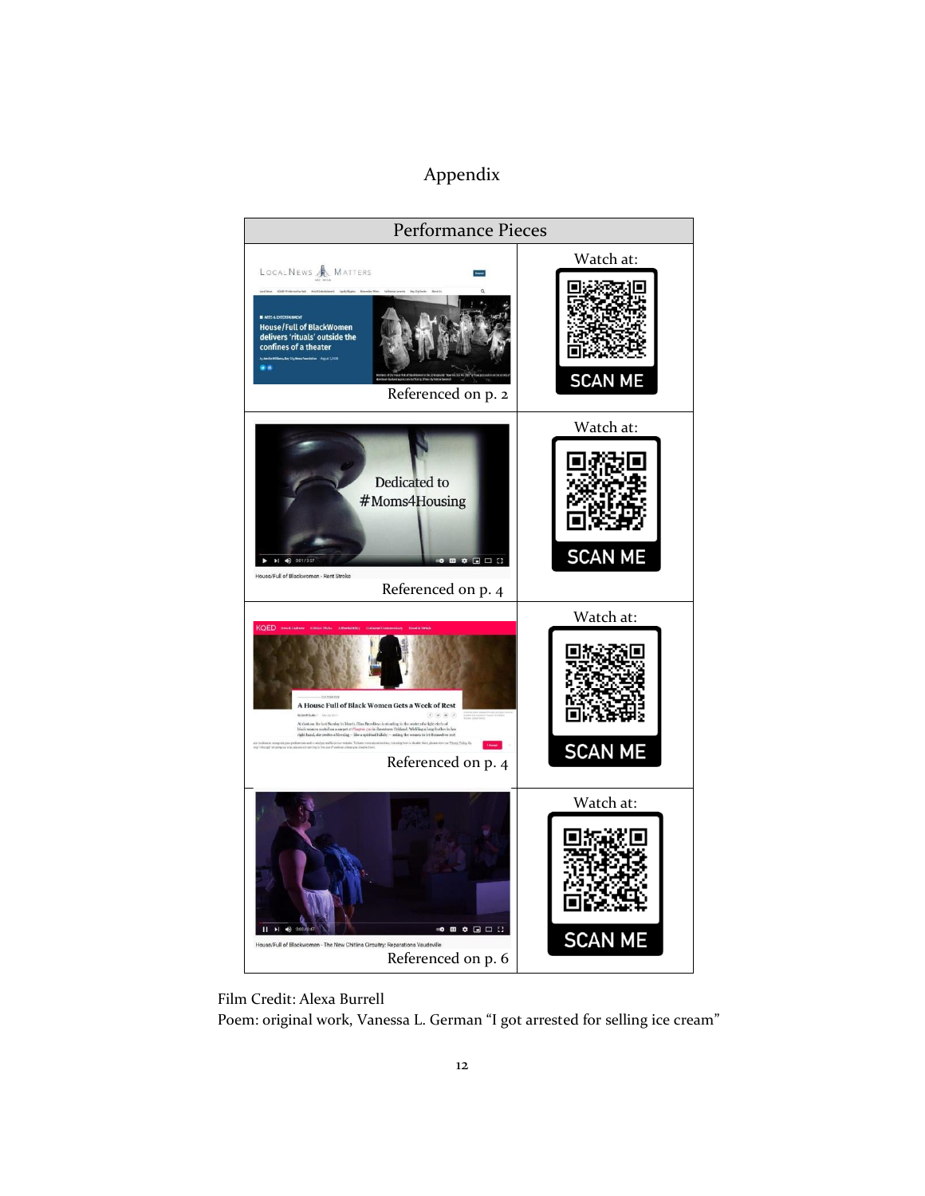# Appendix

| Performance Pieces | |
|---|---|
| Referenced on p. 2 | Watch at: SCAN ME |
| House/Full of Blackwomen - Rent Stroke<br>Referenced on p. 4 | Watch at: SCAN ME |
| Referenced on p. 4 | Watch at: SCAN ME |
| House/Full of Blackwomen - The New Chitlina Circuitry: Reparations Vaudeville<br>Referenced on p. 6 | Watch at: SCAN ME |

Film Credit: Alexa Burrell
Poem: original work, Vanessa L. German "I got arrested for selling ice cream"